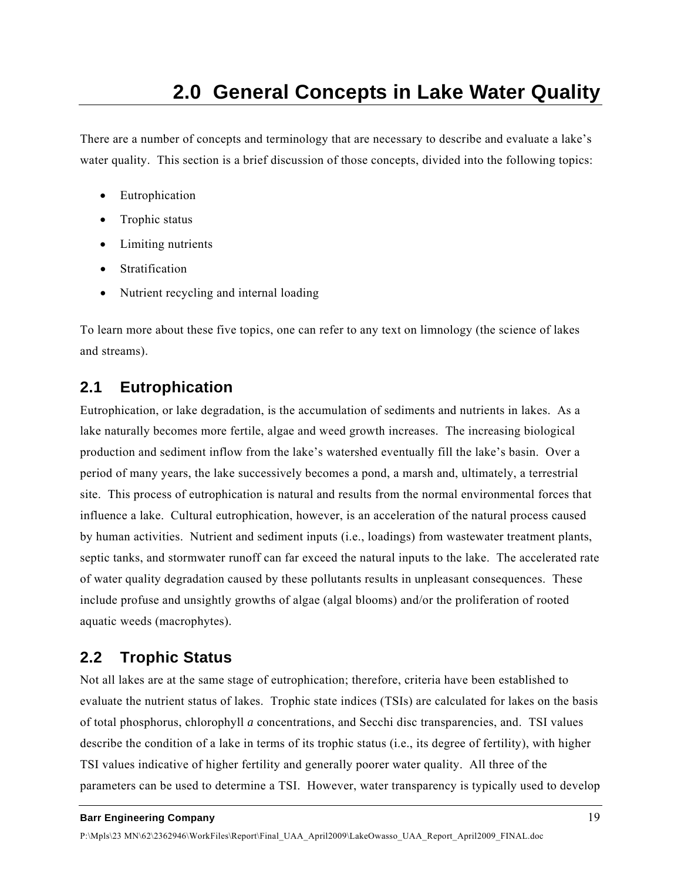# 2.0 General Concepts in Lake Water Quality

There are a number of concepts and terminology that are necessary to describe and evaluate a lake's water quality. This section is a brief discussion of those concepts, divided into the following topics:

- Eutrophication
- Trophic status
- Limiting nutrients
- Stratification
- Nutrient recycling and internal loading

To learn more about these five topics, one can refer to any text on limnology (the science of lakes and streams).

## 2.1 Eutrophication

Eutrophication, or lake degradation, is the accumulation of sediments and nutrients in lakes. As a lake naturally becomes more fertile, algae and weed growth increases. The increasing biological production and sediment inflow from the lake's watershed eventually fill the lake's basin. Over a period of many years, the lake successively becomes a pond, a marsh and, ultimately, a terrestrial site. This process of eutrophication is natural and results from the normal environmental forces that influence a lake. Cultural eutrophication, however, is an acceleration of the natural process caused by human activities. Nutrient and sediment inputs (i.e., loadings) from wastewater treatment plants, septic tanks, and stormwater runoff can far exceed the natural inputs to the lake. The accelerated rate of water quality degradation caused by these pollutants results in unpleasant consequences. These include profuse and unsightly growths of algae (algal blooms) and/or the proliferation of rooted aquatic weeds (macrophytes).

## 2.2 Trophic Status

Not all lakes are at the same stage of eutrophication; therefore, criteria have been established to evaluate the nutrient status of lakes. Trophic state indices (TSIs) are calculated for lakes on the basis of total phosphorus, chlorophyll *a* concentrations, and Secchi disc transparencies, and. TSI values describe the condition of a lake in terms of its trophic status (i.e., its degree of fertility), with higher TSI values indicative of higher fertility and generally poorer water quality. All three of the parameters can be used to determine a TSI. However, water transparency is typically used to develop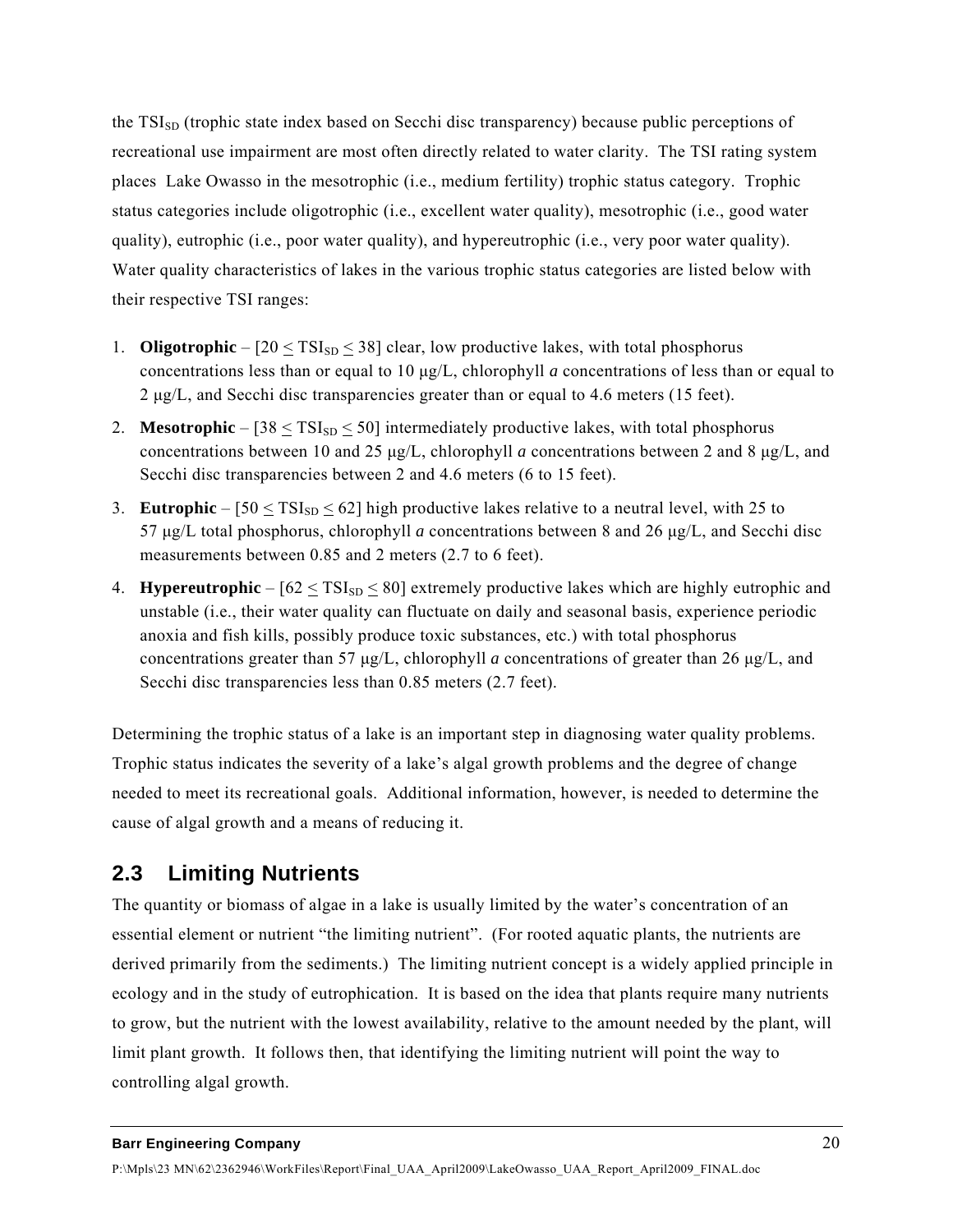the $TSI_{SD}$ (trophic state index based on Secchi disc transparency) because public perceptions of recreational use impairment are most often directly related to water clarity. The TSI rating system places Lake Owasso in the mesotrophic (i.e., medium fertility) trophic status category. Trophic status categories include oligotrophic (i.e., excellent water quality), mesotrophic (i.e., good water quality), eutrophic (i.e., poor water quality), and hypereutrophic (i.e., very poor water quality). Water quality characteristics of lakes in the various trophic status categories are listed below with their respective TSI ranges:

1. **Oligotrophic** – [$20 \leq TSI_{SD} \leq 38$] clear, low productive lakes, with total phosphorus concentrations less than or equal to 10 µg/L, chlorophyll *a* concentrations of less than or equal to 2 µg/L, and Secchi disc transparencies greater than or equal to 4.6 meters (15 feet).
2. **Mesotrophic** – [$38 \leq TSI_{SD} \leq 50$] intermediately productive lakes, with total phosphorus concentrations between 10 and 25 µg/L, chlorophyll *a* concentrations between 2 and 8 µg/L, and Secchi disc transparencies between 2 and 4.6 meters (6 to 15 feet).
3. **Eutrophic** – [$50 \leq TSI_{SD} \leq 62$] high productive lakes relative to a neutral level, with 25 to 57 µg/L total phosphorus, chlorophyll *a* concentrations between 8 and 26 µg/L, and Secchi disc measurements between 0.85 and 2 meters (2.7 to 6 feet).
4. **Hypereutrophic** – [$62 \leq TSI_{SD} \leq 80$] extremely productive lakes which are highly eutrophic and unstable (i.e., their water quality can fluctuate on daily and seasonal basis, experience periodic anoxia and fish kills, possibly produce toxic substances, etc.) with total phosphorus concentrations greater than 57 µg/L, chlorophyll *a* concentrations of greater than 26 µg/L, and Secchi disc transparencies less than 0.85 meters (2.7 feet).

Determining the trophic status of a lake is an important step in diagnosing water quality problems. Trophic status indicates the severity of a lake's algal growth problems and the degree of change needed to meet its recreational goals. Additional information, however, is needed to determine the cause of algal growth and a means of reducing it.

## 2.3 Limiting Nutrients

The quantity or biomass of algae in a lake is usually limited by the water's concentration of an essential element or nutrient "the limiting nutrient". (For rooted aquatic plants, the nutrients are derived primarily from the sediments.) The limiting nutrient concept is a widely applied principle in ecology and in the study of eutrophication. It is based on the idea that plants require many nutrients to grow, but the nutrient with the lowest availability, relative to the amount needed by the plant, will limit plant growth. It follows then, that identifying the limiting nutrient will point the way to controlling algal growth.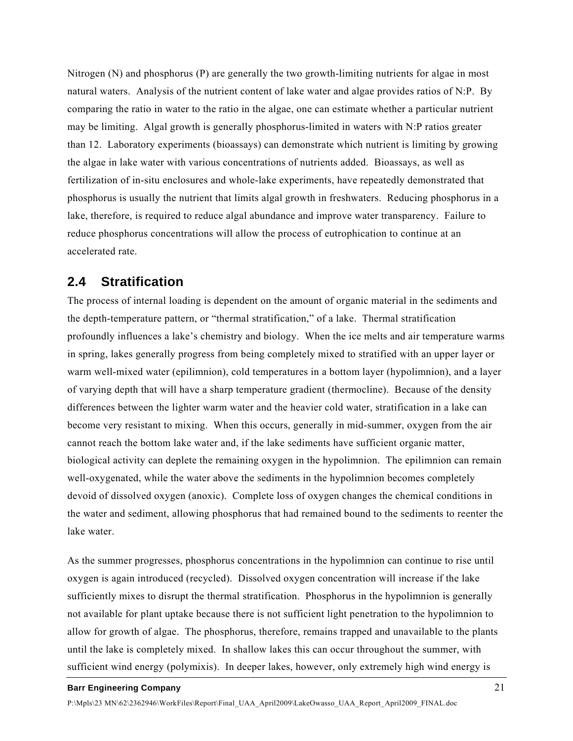Nitrogen (N) and phosphorus (P) are generally the two growth-limiting nutrients for algae in most natural waters. Analysis of the nutrient content of lake water and algae provides ratios of N:P. By comparing the ratio in water to the ratio in the algae, one can estimate whether a particular nutrient may be limiting. Algal growth is generally phosphorus-limited in waters with N:P ratios greater than 12. Laboratory experiments (bioassays) can demonstrate which nutrient is limiting by growing the algae in lake water with various concentrations of nutrients added. Bioassays, as well as fertilization of in-situ enclosures and whole-lake experiments, have repeatedly demonstrated that phosphorus is usually the nutrient that limits algal growth in freshwaters. Reducing phosphorus in a lake, therefore, is required to reduce algal abundance and improve water transparency. Failure to reduce phosphorus concentrations will allow the process of eutrophication to continue at an accelerated rate.

## 2.4 Stratification

The process of internal loading is dependent on the amount of organic material in the sediments and the depth-temperature pattern, or "thermal stratification," of a lake. Thermal stratification profoundly influences a lake's chemistry and biology. When the ice melts and air temperature warms in spring, lakes generally progress from being completely mixed to stratified with an upper layer or warm well-mixed water (epilimnion), cold temperatures in a bottom layer (hypolimnion), and a layer of varying depth that will have a sharp temperature gradient (thermocline). Because of the density differences between the lighter warm water and the heavier cold water, stratification in a lake can become very resistant to mixing. When this occurs, generally in mid-summer, oxygen from the air cannot reach the bottom lake water and, if the lake sediments have sufficient organic matter, biological activity can deplete the remaining oxygen in the hypolimnion. The epilimnion can remain well-oxygenated, while the water above the sediments in the hypolimnion becomes completely devoid of dissolved oxygen (anoxic). Complete loss of oxygen changes the chemical conditions in the water and sediment, allowing phosphorus that had remained bound to the sediments to reenter the lake water.

As the summer progresses, phosphorus concentrations in the hypolimnion can continue to rise until oxygen is again introduced (recycled). Dissolved oxygen concentration will increase if the lake sufficiently mixes to disrupt the thermal stratification. Phosphorus in the hypolimnion is generally not available for plant uptake because there is not sufficient light penetration to the hypolimnion to allow for growth of algae. The phosphorus, therefore, remains trapped and unavailable to the plants until the lake is completely mixed. In shallow lakes this can occur throughout the summer, with sufficient wind energy (polymixis). In deeper lakes, however, only extremely high wind energy is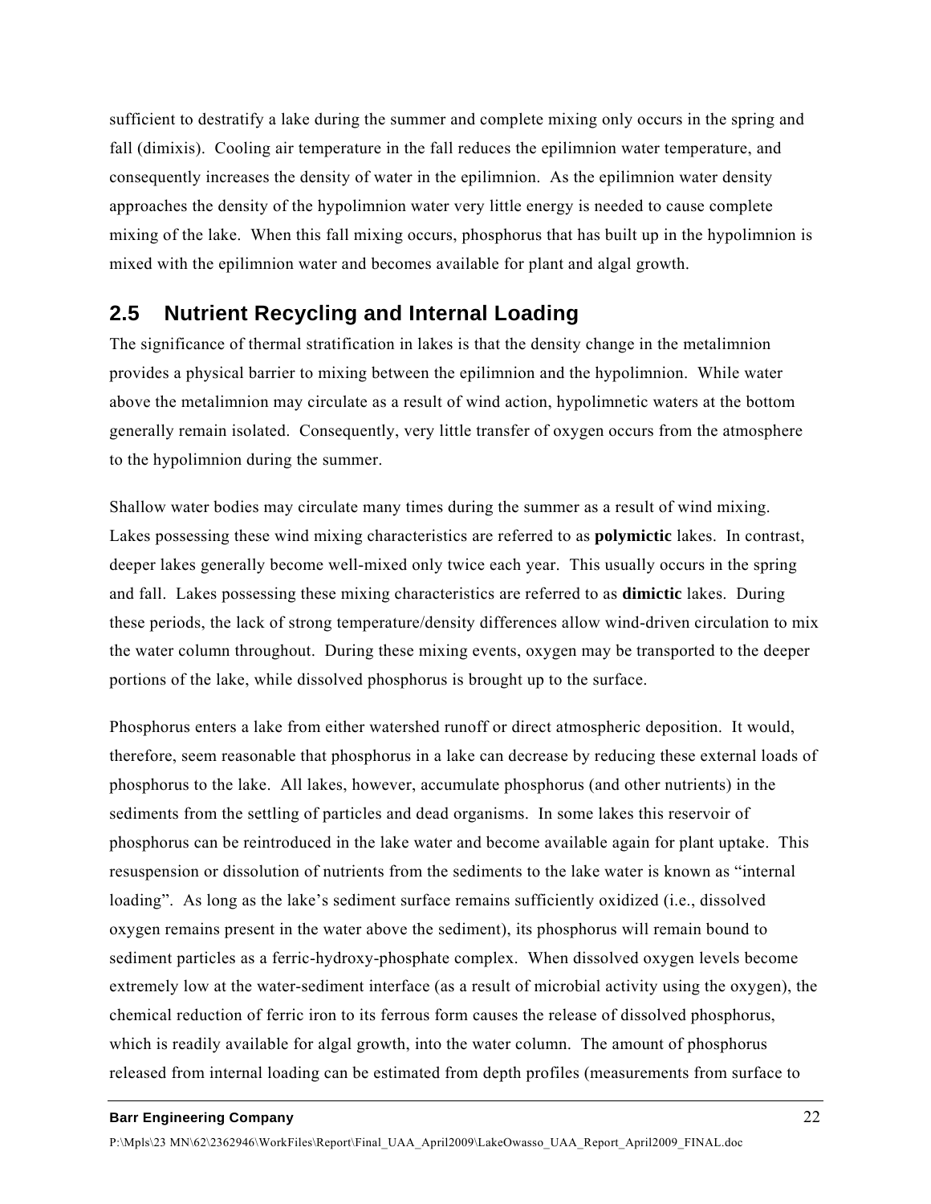sufficient to destratify a lake during the summer and complete mixing only occurs in the spring and fall (dimixis). Cooling air temperature in the fall reduces the epilimnion water temperature, and consequently increases the density of water in the epilimnion. As the epilimnion water density approaches the density of the hypolimnion water very little energy is needed to cause complete mixing of the lake. When this fall mixing occurs, phosphorus that has built up in the hypolimnion is mixed with the epilimnion water and becomes available for plant and algal growth.

## 2.5 Nutrient Recycling and Internal Loading

The significance of thermal stratification in lakes is that the density change in the metalimnion provides a physical barrier to mixing between the epilimnion and the hypolimnion. While water above the metalimnion may circulate as a result of wind action, hypolimnetic waters at the bottom generally remain isolated. Consequently, very little transfer of oxygen occurs from the atmosphere to the hypolimnion during the summer.

Shallow water bodies may circulate many times during the summer as a result of wind mixing. Lakes possessing these wind mixing characteristics are referred to as **polymictic** lakes. In contrast, deeper lakes generally become well-mixed only twice each year. This usually occurs in the spring and fall. Lakes possessing these mixing characteristics are referred to as **dimictic** lakes. During these periods, the lack of strong temperature/density differences allow wind-driven circulation to mix the water column throughout. During these mixing events, oxygen may be transported to the deeper portions of the lake, while dissolved phosphorus is brought up to the surface.

Phosphorus enters a lake from either watershed runoff or direct atmospheric deposition. It would, therefore, seem reasonable that phosphorus in a lake can decrease by reducing these external loads of phosphorus to the lake. All lakes, however, accumulate phosphorus (and other nutrients) in the sediments from the settling of particles and dead organisms. In some lakes this reservoir of phosphorus can be reintroduced in the lake water and become available again for plant uptake. This resuspension or dissolution of nutrients from the sediments to the lake water is known as "internal loading". As long as the lake's sediment surface remains sufficiently oxidized (i.e., dissolved oxygen remains present in the water above the sediment), its phosphorus will remain bound to sediment particles as a ferric-hydroxy-phosphate complex. When dissolved oxygen levels become extremely low at the water-sediment interface (as a result of microbial activity using the oxygen), the chemical reduction of ferric iron to its ferrous form causes the release of dissolved phosphorus, which is readily available for algal growth, into the water column. The amount of phosphorus released from internal loading can be estimated from depth profiles (measurements from surface to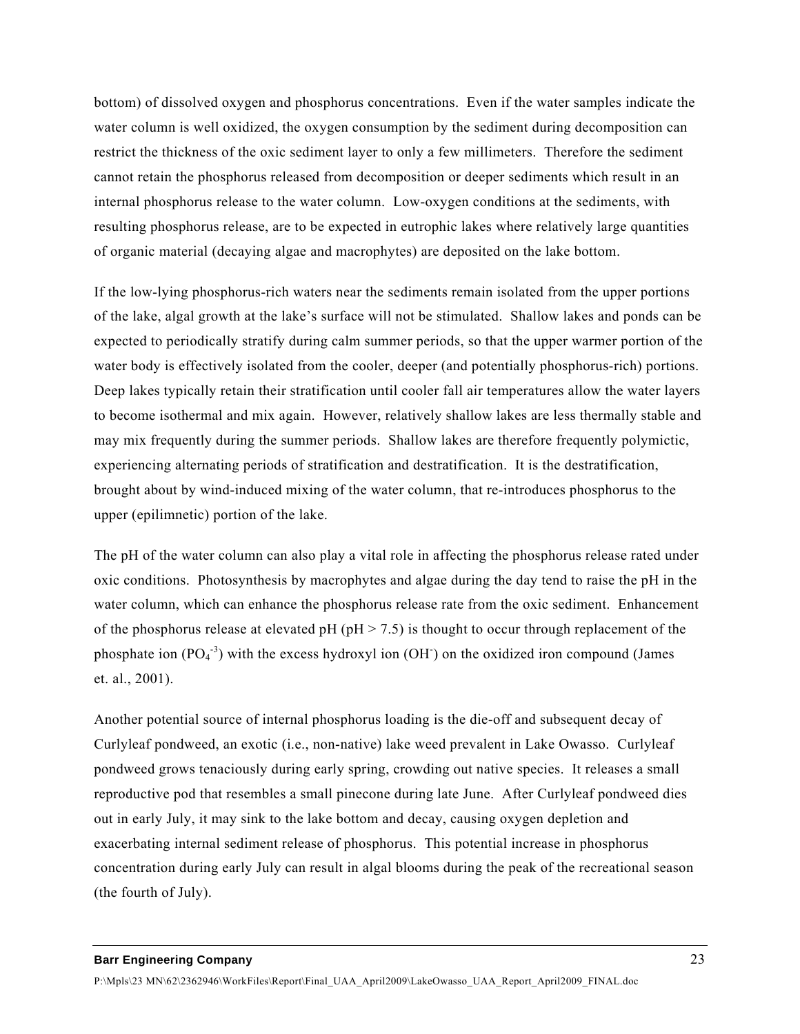bottom) of dissolved oxygen and phosphorus concentrations. Even if the water samples indicate the water column is well oxidized, the oxygen consumption by the sediment during decomposition can restrict the thickness of the oxic sediment layer to only a few millimeters. Therefore the sediment cannot retain the phosphorus released from decomposition or deeper sediments which result in an internal phosphorus release to the water column. Low-oxygen conditions at the sediments, with resulting phosphorus release, are to be expected in eutrophic lakes where relatively large quantities of organic material (decaying algae and macrophytes) are deposited on the lake bottom.

If the low-lying phosphorus-rich waters near the sediments remain isolated from the upper portions of the lake, algal growth at the lake's surface will not be stimulated. Shallow lakes and ponds can be expected to periodically stratify during calm summer periods, so that the upper warmer portion of the water body is effectively isolated from the cooler, deeper (and potentially phosphorus-rich) portions. Deep lakes typically retain their stratification until cooler fall air temperatures allow the water layers to become isothermal and mix again. However, relatively shallow lakes are less thermally stable and may mix frequently during the summer periods. Shallow lakes are therefore frequently polymictic, experiencing alternating periods of stratification and destratification. It is the destratification, brought about by wind-induced mixing of the water column, that re-introduces phosphorus to the upper (epilimnetic) portion of the lake.

The pH of the water column can also play a vital role in affecting the phosphorus release rated under oxic conditions. Photosynthesis by macrophytes and algae during the day tend to raise the pH in the water column, which can enhance the phosphorus release rate from the oxic sediment. Enhancement of the phosphorus release at elevated pH ($pH > 7.5$) is thought to occur through replacement of the phosphate ion ($PO_4^{-3}$) with the excess hydroxyl ion ($OH^-$) on the oxidized iron compound (James et. al., 2001).

Another potential source of internal phosphorus loading is the die-off and subsequent decay of Curlyleaf pondweed, an exotic (i.e., non-native) lake weed prevalent in Lake Owasso. Curlyleaf pondweed grows tenaciously during early spring, crowding out native species. It releases a small reproductive pod that resembles a small pinecone during late June. After Curlyleaf pondweed dies out in early July, it may sink to the lake bottom and decay, causing oxygen depletion and exacerbating internal sediment release of phosphorus. This potential increase in phosphorus concentration during early July can result in algal blooms during the peak of the recreational season (the fourth of July).